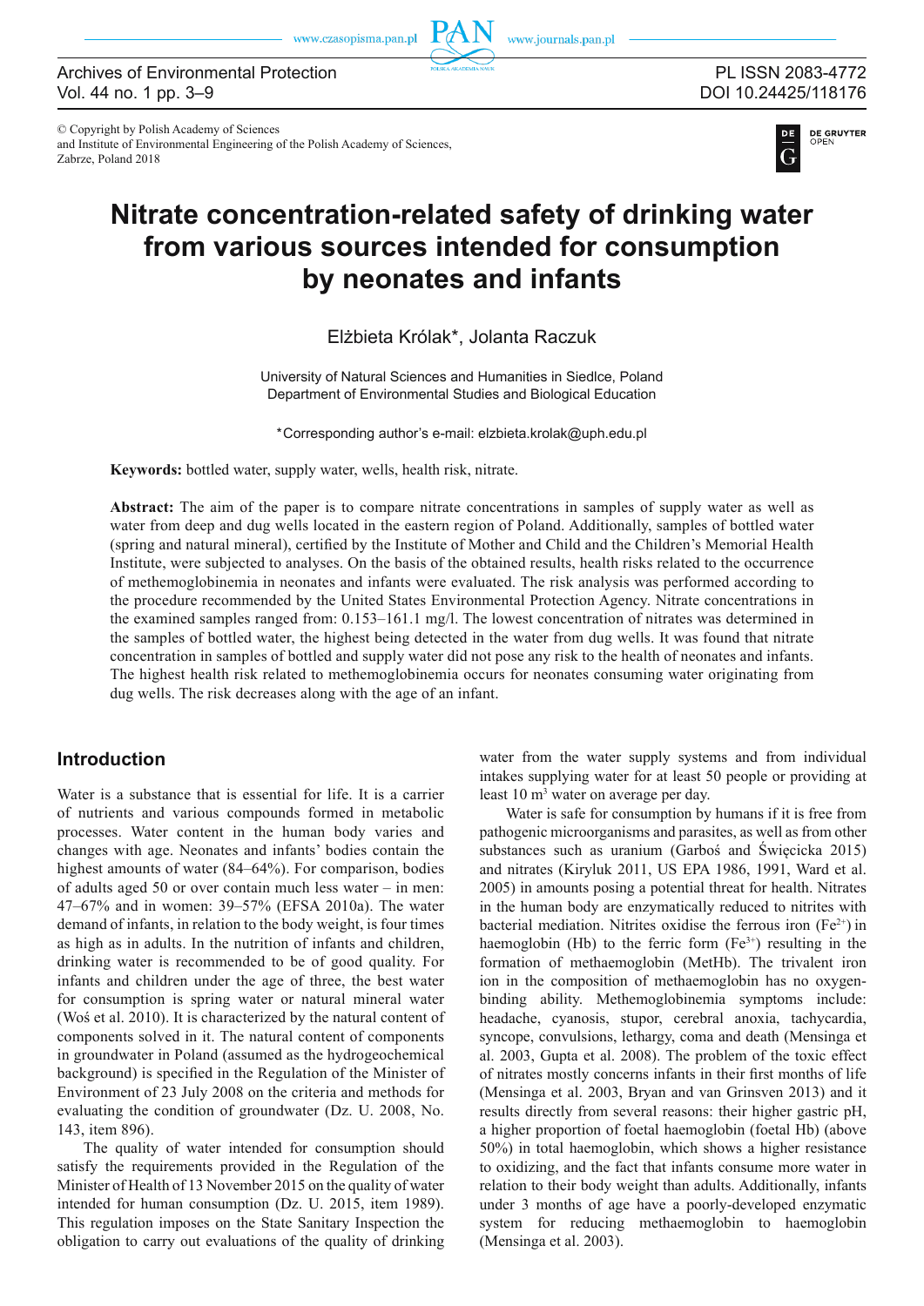© Copyright by Polish Academy of Sciences
and Institute of Environmental Engineering of the Polish Academy of Sciences,
Zabrze, Poland 2018

# Nitrate concentration-related safety of drinking water from various sources intended for consumption by neonates and infants

Elżbieta Królak*, Jolanta Raczuk

University of Natural Sciences and Humanities in Siedlce, Poland
Department of Environmental Studies and Biological Education

*Corresponding author's e-mail: elzbieta.krolak@uph.edu.pl

**Keywords:** bottled water, supply water, wells, health risk, nitrate.

**Abstract:** The aim of the paper is to compare nitrate concentrations in samples of supply water as well as water from deep and dug wells located in the eastern region of Poland. Additionally, samples of bottled water (spring and natural mineral), certified by the Institute of Mother and Child and the Children's Memorial Health Institute, were subjected to analyses. On the basis of the obtained results, health risks related to the occurrence of methemoglobinemia in neonates and infants were evaluated. The risk analysis was performed according to the procedure recommended by the United States Environmental Protection Agency. Nitrate concentrations in the examined samples ranged from: 0.153–161.1 mg/l. The lowest concentration of nitrates was determined in the samples of bottled water, the highest being detected in the water from dug wells. It was found that nitrate concentration in samples of bottled and supply water did not pose any risk to the health of neonates and infants. The highest health risk related to methemoglobinemia occurs for neonates consuming water originating from dug wells. The risk decreases along with the age of an infant.

## Introduction

Water is a substance that is essential for life. It is a carrier of nutrients and various compounds formed in metabolic processes. Water content in the human body varies and changes with age. Neonates and infants' bodies contain the highest amounts of water (84–64%). For comparison, bodies of adults aged 50 or over contain much less water – in men: 47–67% and in women: 39–57% (EFSA 2010a). The water demand of infants, in relation to the body weight, is four times as high as in adults. In the nutrition of infants and children, drinking water is recommended to be of good quality. For infants and children under the age of three, the best water for consumption is spring water or natural mineral water (Woś et al. 2010). It is characterized by the natural content of components solved in it. The natural content of components in groundwater in Poland (assumed as the hydrogeochemical background) is specified in the Regulation of the Minister of Environment of 23 July 2008 on the criteria and methods for evaluating the condition of groundwater (Dz. U. 2008, No. 143, item 896).

The quality of water intended for consumption should satisfy the requirements provided in the Regulation of the Minister of Health of 13 November 2015 on the quality of water intended for human consumption (Dz. U. 2015, item 1989). This regulation imposes on the State Sanitary Inspection the obligation to carry out evaluations of the quality of drinking water from the water supply systems and from individual intakes supplying water for at least 50 people or providing at least 10 $m^3$ water on average per day.

Water is safe for consumption by humans if it is free from pathogenic microorganisms and parasites, as well as from other substances such as uranium (Garboś and Święcicka 2015) and nitrates (Kiryluk 2011, US EPA 1986, 1991, Ward et al. 2005) in amounts posing a potential threat for health. Nitrates in the human body are enzymatically reduced to nitrites with bacterial mediation. Nitrites oxidise the ferrous iron ($Fe^{2+}$) in haemoglobin (Hb) to the ferric form ($Fe^{3+}$) resulting in the formation of methaemoglobin (MetHb). The trivalent iron ion in the composition of methaemoglobin has no oxygen-binding ability. Methemoglobinemia symptoms include: headache, cyanosis, stupor, cerebral anoxia, tachycardia, syncope, convulsions, lethargy, coma and death (Mensinga et al. 2003, Gupta et al. 2008). The problem of the toxic effect of nitrates mostly concerns infants in their first months of life (Mensinga et al. 2003, Bryan and van Grinsven 2013) and it results directly from several reasons: their higher gastric pH, a higher proportion of foetal haemoglobin (foetal Hb) (above 50%) in total haemoglobin, which shows a higher resistance to oxidizing, and the fact that infants consume more water in relation to their body weight than adults. Additionally, infants under 3 months of age have a poorly-developed enzymatic system for reducing methaemoglobin to haemoglobin (Mensinga et al. 2003).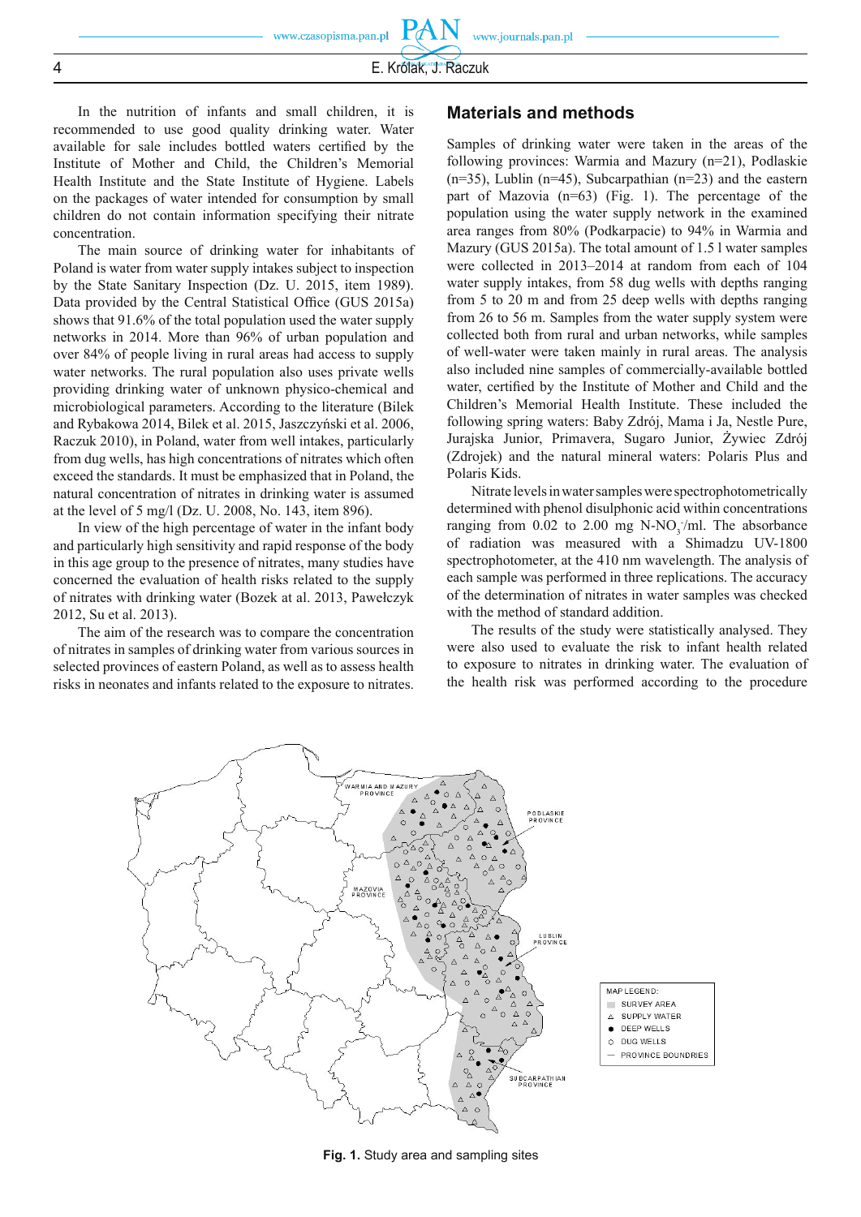In the nutrition of infants and small children, it is recommended to use good quality drinking water. Water available for sale includes bottled waters certified by the Institute of Mother and Child, the Children's Memorial Health Institute and the State Institute of Hygiene. Labels on the packages of water intended for consumption by small children do not contain information specifying their nitrate concentration.

The main source of drinking water for inhabitants of Poland is water from water supply intakes subject to inspection by the State Sanitary Inspection (Dz. U. 2015, item 1989). Data provided by the Central Statistical Office (GUS 2015a) shows that 91.6% of the total population used the water supply networks in 2014. More than 96% of urban population and over 84% of people living in rural areas had access to supply water networks. The rural population also uses private wells providing drinking water of unknown physico-chemical and microbiological parameters. According to the literature (Bilek and Rybakowa 2014, Bilek et al. 2015, Jaszczyński et al. 2006, Raczuk 2010), in Poland, water from well intakes, particularly from dug wells, has high concentrations of nitrates which often exceed the standards. It must be emphasized that in Poland, the natural concentration of nitrates in drinking water is assumed at the level of 5 mg/l (Dz. U. 2008, No. 143, item 896).

In view of the high percentage of water in the infant body and particularly high sensitivity and rapid response of the body in this age group to the presence of nitrates, many studies have concerned the evaluation of health risks related to the supply of nitrates with drinking water (Bozek at al. 2013, Pawełczyk 2012, Su et al. 2013).

The aim of the research was to compare the concentration of nitrates in samples of drinking water from various sources in selected provinces of eastern Poland, as well as to assess health risks in neonates and infants related to the exposure to nitrates.

## Materials and methods

Samples of drinking water were taken in the areas of the following provinces: Warmia and Mazury (n=21), Podlaskie (n=35), Lublin (n=45), Subcarpathian (n=23) and the eastern part of Mazovia (n=63) (Fig. 1). The percentage of the population using the water supply network in the examined area ranges from 80% (Podkarpacie) to 94% in Warmia and Mazury (GUS 2015a). The total amount of 1.5 l water samples were collected in 2013–2014 at random from each of 104 water supply intakes, from 58 dug wells with depths ranging from 5 to 20 m and from 25 deep wells with depths ranging from 26 to 56 m. Samples from the water supply system were collected both from rural and urban networks, while samples of well-water were taken mainly in rural areas. The analysis also included nine samples of commercially-available bottled water, certified by the Institute of Mother and Child and the Children's Memorial Health Institute. These included the following spring waters: Baby Zdrój, Mama i Ja, Nestle Pure, Jurajska Junior, Primavera, Sugaro Junior, Żywiec Zdrój (Zdrojek) and the natural mineral waters: Polaris Plus and Polaris Kids.

Nitrate levels in water samples were spectrophotometrically determined with phenol disulphonic acid within concentrations ranging from 0.02 to 2.00 mg N-$NO_3^-$/ml. The absorbance of radiation was measured with a Shimadzu UV-1800 spectrophotometer, at the 410 nm wavelength. The analysis of each sample was performed in three replications. The accuracy of the determination of nitrates in water samples was checked with the method of standard addition.

The results of the study were statistically analysed. They were also used to evaluate the risk to infant health related to exposure to nitrates in drinking water. The evaluation of the health risk was performed according to the procedure

**Fig. 1.** Study area and sampling sites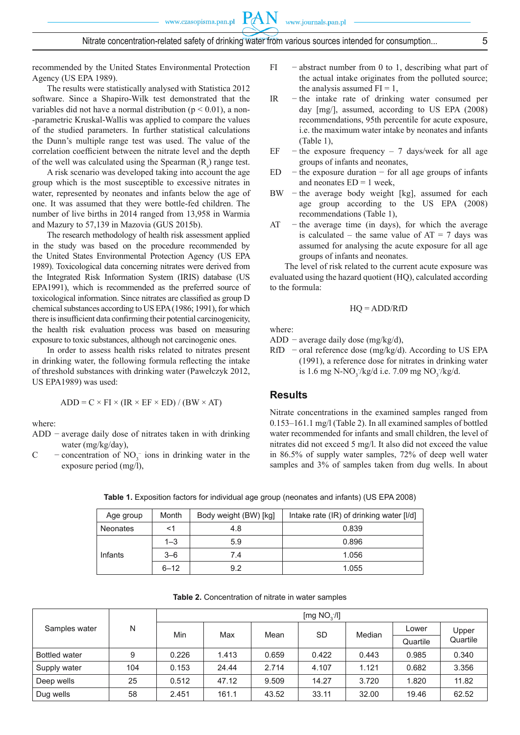recommended by the United States Environmental Protection Agency (US EPA 1989).

The results were statistically analysed with Statistica 2012 software. Since a Shapiro-Wilk test demonstrated that the variables did not have a normal distribution ($p < 0.01$), a non-parametric Kruskal-Wallis was applied to compare the values of the studied parameters. In further statistical calculations the Dunn's multiple range test was used. The correlation coefficient between the nitrate level and the depth of the well was calculated using the Spearman ($R_s$) range test.

A risk scenario was developed taking into account the age group which is the most susceptible to excessive nitrates in water, represented by neonates and infants below the age of one. It was assumed that they were bottle-fed children. The number of live births in 2014 ranged from 13,958 in Warmia and Mazury to 57,139 in Mazovia (GUS 2015b).

The research methodology of health risk assessment applied in the study was based on the procedure recommended by the United States Environmental Protection Agency (US EPA 1989). Toxicological data concerning nitrates were derived from the Integrated Risk Information System (IRIS) database (US EPA1991), which is recommended as the preferred source of toxicological information. Since nitrates are classified as group D chemical substances according to US EPA (1986; 1991), for which there is insufficient data confirming their potential carcinogenicity, the health risk evaluation process was based on measuring exposure to toxic substances, although not carcinogenic ones.

In order to assess health risks related to nitrates present in drinking water, the following formula reflecting the intake of threshold substances with drinking water (Pawełczyk 2012, US EPA1989) was used:

$$ADD = C \times FI \times (IR \times EF \times ED) / (BW \times AT)$$

where:

- ADD – average daily dose of nitrates taken in with drinking water (mg/kg/day),
- C – concentration of $NO_3^-$ ions in drinking water in the exposure period (mg/l),
- FI – abstract number from 0 to 1, describing what part of the actual intake originates from the polluted source; the analysis assumed FI = 1,
- IR – the intake rate of drinking water consumed per day [mg/], assumed, according to US EPA (2008) recommendations, 95th percentile for acute exposure, i.e. the maximum water intake by neonates and infants (Table 1),
- EF – the exposure frequency – 7 days/week for all age groups of infants and neonates,
- ED – the exposure duration – for all age groups of infants and neonates ED = 1 week,
- BW – the average body weight [kg], assumed for each age group according to the US EPA (2008) recommendations (Table 1),
- AT – the average time (in days), for which the average is calculated – the same value of AT = 7 days was assumed for analysing the acute exposure for all age groups of infants and neonates.

The level of risk related to the current acute exposure was evaluated using the hazard quotient (HQ), calculated according to the formula:

$$HQ = ADD/RfD$$

where:

- ADD – average daily dose (mg/kg/d),
- RfD – oral reference dose (mg/kg/d). According to US EPA (1991), a reference dose for nitrates in drinking water is 1.6 mg N-$NO_3^-$/kg/d i.e. 7.09 mg $NO_3^-$/kg/d.

## Results

Nitrate concentrations in the examined samples ranged from 0.153–161.1 mg/l (Table 2). In all examined samples of bottled water recommended for infants and small children, the level of nitrates did not exceed 5 mg/l. It also did not exceed the value in 86.5% of supply water samples, 72% of deep well water samples and 3% of samples taken from dug wells. In about

**Table 1.** Exposition factors for individual age group (neonates and infants) (US EPA 2008)

| Age group | Month | Body weight (BW) [kg] | Intake rate (IR) of drinking water [l/d] |
|---|---|---|---|
| Neonates | <1 | 4.8 | 0.839 |
| Infants | 1–3 | 5.9 | 0.896 |
| | 3–6 | 7.4 | 1.056 |
| | 6–12 | 9.2 | 1.055 |

**Table 2.** Concentration of nitrate in water samples

| Samples water | N | [mg $NO_3^-$/l] | | | | | | |
|---|---|---|---|---|---|---|---|---|
| | | Min | Max | Mean | SD | Median | Lower Quartile | Upper Quartile |
| Bottled water | 9 | 0.226 | 1.413 | 0.659 | 0.422 | 0.443 | 0.985 | 0.340 |
| Supply water | 104 | 0.153 | 24.44 | 2.714 | 4.107 | 1.121 | 0.682 | 3.356 |
| Deep wells | 25 | 0.512 | 47.12 | 9.509 | 14.27 | 3.720 | 1.820 | 11.82 |
| Dug wells | 58 | 2.451 | 161.1 | 43.52 | 33.11 | 32.00 | 19.46 | 62.52 |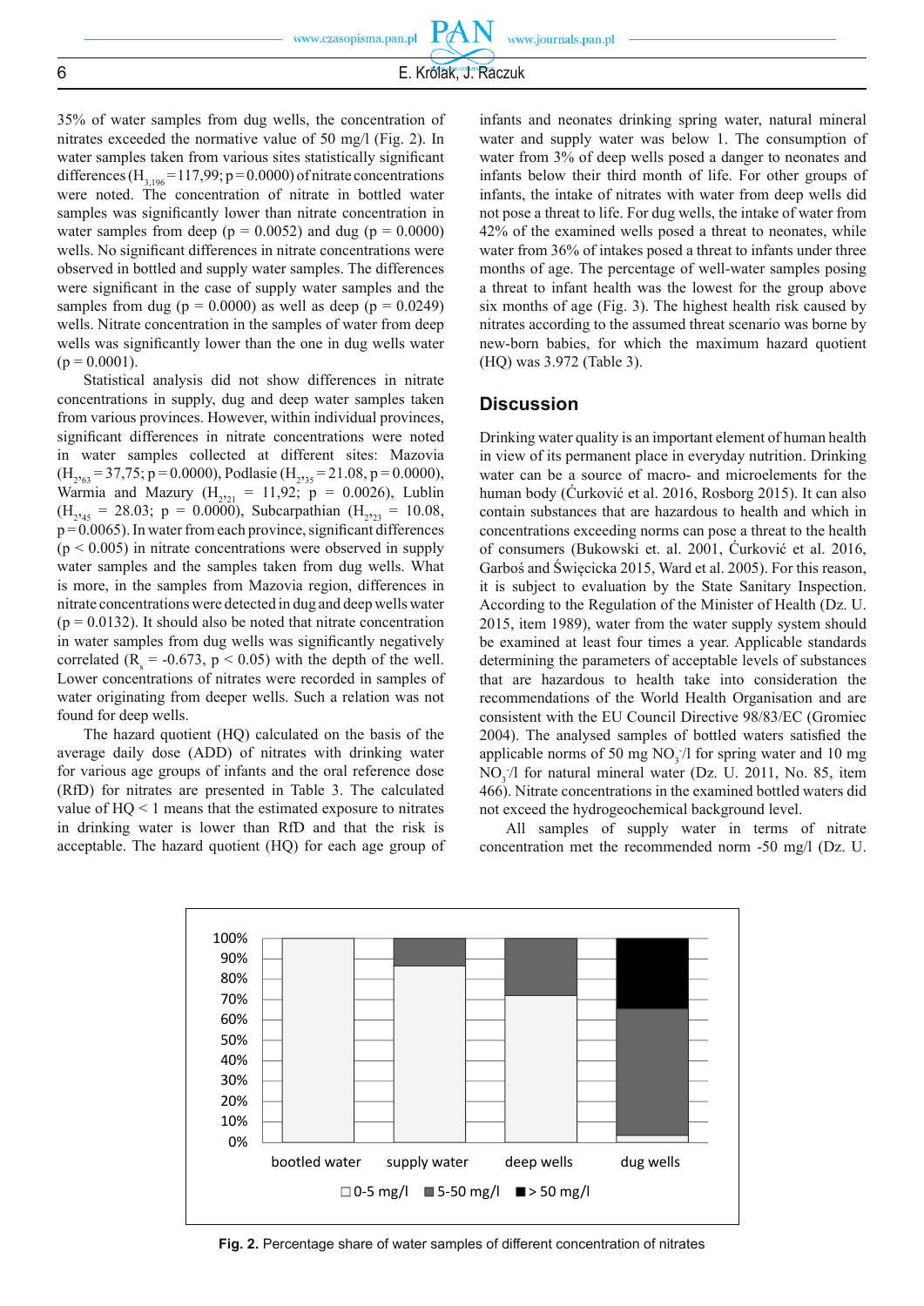35% of water samples from dug wells, the concentration of nitrates exceeded the normative value of 50 mg/l (Fig. 2). In water samples taken from various sites statistically significant differences ($H_{3,196}$=117,99; p=0.0000) of nitrate concentrations were noted. The concentration of nitrate in bottled water samples was significantly lower than nitrate concentration in water samples from deep (p = 0.0052) and dug (p = 0.0000) wells. No significant differences in nitrate concentrations were observed in bottled and supply water samples. The differences were significant in the case of supply water samples and the samples from dug (p = 0.0000) as well as deep (p = 0.0249) wells. Nitrate concentration in the samples of water from deep wells was significantly lower than the one in dug wells water (p = 0.0001).

Statistical analysis did not show differences in nitrate concentrations in supply, dug and deep water samples taken from various provinces. However, within individual provinces, significant differences in nitrate concentrations were noted in water samples collected at different sites: Mazovia ($H_{2,63}$ = 37,75; p = 0.0000), Podlasie ($H_{2,35}$ = 21.08, p = 0.0000), Warmia and Mazury ($H_{2,21}$ = 11,92; p = 0.0026), Lublin ($H_{2,45}$ = 28.03; p = 0.0000), Subcarpathian ($H_{2,23}$ = 10.08, p = 0.0065). In water from each province, significant differences (p < 0.005) in nitrate concentrations were observed in supply water samples and the samples taken from dug wells. What is more, in the samples from Mazovia region, differences in nitrate concentrations were detected in dug and deep wells water (p = 0.0132). It should also be noted that nitrate concentration in water samples from dug wells was significantly negatively correlated ($R_s$ = -0.673, p < 0.05) with the depth of the well. Lower concentrations of nitrates were recorded in samples of water originating from deeper wells. Such a relation was not found for deep wells.

The hazard quotient (HQ) calculated on the basis of the average daily dose (ADD) of nitrates with drinking water for various age groups of infants and the oral reference dose (RfD) for nitrates are presented in Table 3. The calculated value of HQ < 1 means that the estimated exposure to nitrates in drinking water is lower than RfD and that the risk is acceptable. The hazard quotient (HQ) for each age group of infants and neonates drinking spring water, natural mineral water and supply water was below 1. The consumption of water from 3% of deep wells posed a danger to neonates and infants below their third month of life. For other groups of infants, the intake of nitrates with water from deep wells did not pose a threat to life. For dug wells, the intake of water from 42% of the examined wells posed a threat to neonates, while water from 36% of intakes posed a threat to infants under three months of age. The percentage of well-water samples posing a threat to infant health was the lowest for the group above six months of age (Fig. 3). The highest health risk caused by nitrates according to the assumed threat scenario was borne by new-born babies, for which the maximum hazard quotient (HQ) was 3.972 (Table 3).

## Discussion

Drinking water quality is an important element of human health in view of its permanent place in everyday nutrition. Drinking water can be a source of macro- and microelements for the human body (Ćurković et al. 2016, Rosborg 2015). It can also contain substances that are hazardous to health and which in concentrations exceeding norms can pose a threat to the health of consumers (Bukowski et. al. 2001, Ćurković et al. 2016, Garboś and Święcicka 2015, Ward et al. 2005). For this reason, it is subject to evaluation by the State Sanitary Inspection. According to the Regulation of the Minister of Health (Dz. U. 2015, item 1989), water from the water supply system should be examined at least four times a year. Applicable standards determining the parameters of acceptable levels of substances that are hazardous to health take into consideration the recommendations of the World Health Organisation and are consistent with the EU Council Directive 98/83/EC (Gromiec 2004). The analysed samples of bottled waters satisfied the applicable norms of 50 mg $NO_3^-$/l for spring water and 10 mg $NO_3^-$/l for natural mineral water (Dz. U. 2011, No. 85, item 466). Nitrate concentrations in the examined bottled waters did not exceed the hydrogeochemical background level.

All samples of supply water in terms of nitrate concentration met the recommended norm -50 mg/l (Dz. U.

**Fig. 2.** Percentage share of water samples of different concentration of nitrates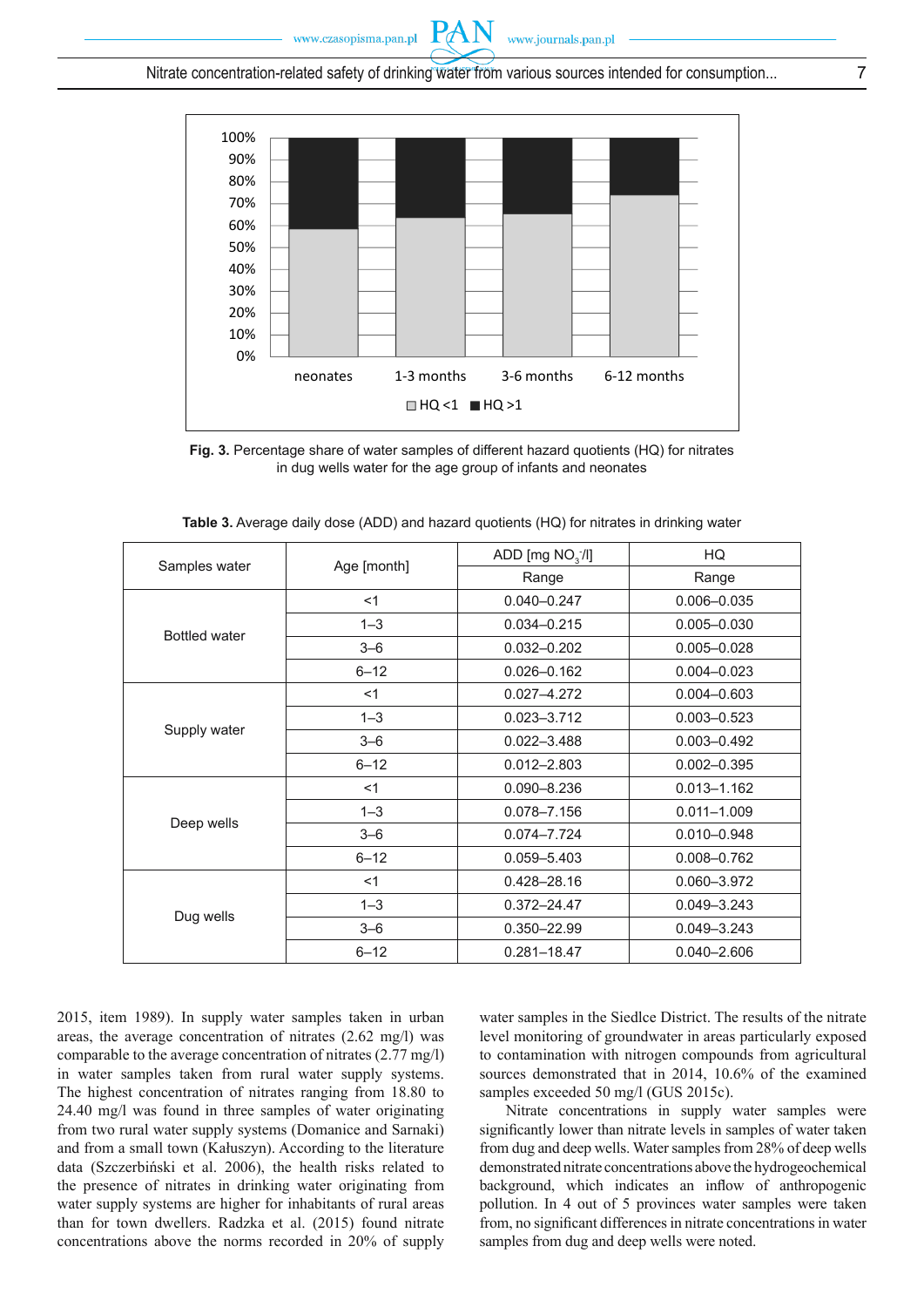**Fig. 3.** Percentage share of water samples of different hazard quotients (HQ) for nitrates in dug wells water for the age group of infants and neonates

**Table 3.** Average daily dose (ADD) and hazard quotients (HQ) for nitrates in drinking water

| Samples water | Age [month] | ADD [mg $NO_3^-$/l] | HQ |
|---|---|---|---|
| | | Range | Range |
| Bottled water | <1 | 0.040–0.247 | 0.006–0.035 |
| | 1–3 | 0.034–0.215 | 0.005–0.030 |
| | 3–6 | 0.032–0.202 | 0.005–0.028 |
| | 6–12 | 0.026–0.162 | 0.004–0.023 |
| Supply water | <1 | 0.027–4.272 | 0.004–0.603 |
| | 1–3 | 0.023–3.712 | 0.003–0.523 |
| | 3–6 | 0.022–3.488 | 0.003–0.492 |
| | 6–12 | 0.012–2.803 | 0.002–0.395 |
| Deep wells | <1 | 0.090–8.236 | 0.013–1.162 |
| | 1–3 | 0.078–7.156 | 0.011–1.009 |
| | 3–6 | 0.074–7.724 | 0.010–0.948 |
| | 6–12 | 0.059–5.403 | 0.008–0.762 |
| Dug wells | <1 | 0.428–28.16 | 0.060–3.972 |
| | 1–3 | 0.372–24.47 | 0.049–3.243 |
| | 3–6 | 0.350–22.99 | 0.049–3.243 |
| | 6–12 | 0.281–18.47 | 0.040–2.606 |

2015, item 1989). In supply water samples taken in urban areas, the average concentration of nitrates (2.62 mg/l) was comparable to the average concentration of nitrates (2.77 mg/l) in water samples taken from rural water supply systems. The highest concentration of nitrates ranging from 18.80 to 24.40 mg/l was found in three samples of water originating from two rural water supply systems (Domanice and Sarnaki) and from a small town (Kałuszyn). According to the literature data (Szczerbiński et al. 2006), the health risks related to the presence of nitrates in drinking water originating from water supply systems are higher for inhabitants of rural areas than for town dwellers. Radzka et al. (2015) found nitrate concentrations above the norms recorded in 20% of supply water samples in the Siedlce District. The results of the nitrate level monitoring of groundwater in areas particularly exposed to contamination with nitrogen compounds from agricultural sources demonstrated that in 2014, 10.6% of the examined samples exceeded 50 mg/l (GUS 2015c).

Nitrate concentrations in supply water samples were significantly lower than nitrate levels in samples of water taken from dug and deep wells. Water samples from 28% of deep wells demonstrated nitrate concentrations above the hydrogeochemical background, which indicates an inflow of anthropogenic pollution. In 4 out of 5 provinces water samples were taken from, no significant differences in nitrate concentrations in water samples from dug and deep wells were noted.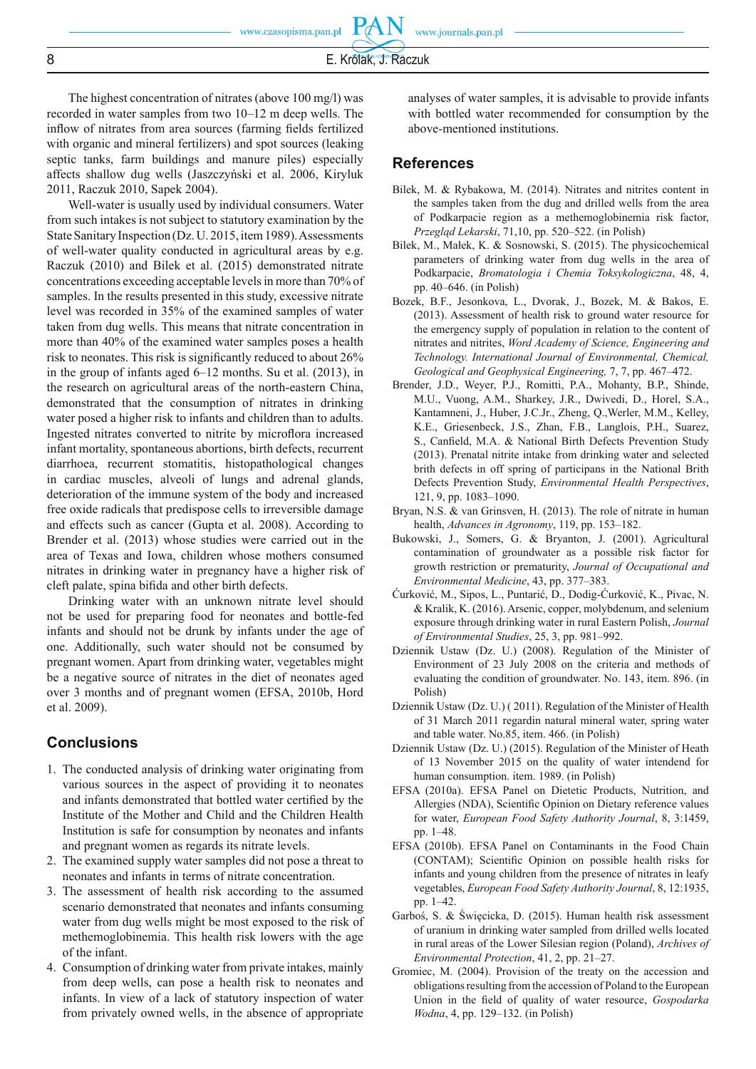The highest concentration of nitrates (above 100 mg/l) was recorded in water samples from two 10–12 m deep wells. The inflow of nitrates from area sources (farming fields fertilized with organic and mineral fertilizers) and spot sources (leaking septic tanks, farm buildings and manure piles) especially affects shallow dug wells (Jaszczyński et al. 2006, Kiryluk 2011, Raczuk 2010, Sapek 2004).

Well-water is usually used by individual consumers. Water from such intakes is not subject to statutory examination by the State Sanitary Inspection (Dz. U. 2015, item 1989). Assessments of well-water quality conducted in agricultural areas by e.g. Raczuk (2010) and Bilek et al. (2015) demonstrated nitrate concentrations exceeding acceptable levels in more than 70% of samples. In the results presented in this study, excessive nitrate level was recorded in 35% of the examined samples of water taken from dug wells. This means that nitrate concentration in more than 40% of the examined water samples poses a health risk to neonates. This risk is significantly reduced to about 26% in the group of infants aged 6–12 months. Su et al. (2013), in the research on agricultural areas of the north-eastern China, demonstrated that the consumption of nitrates in drinking water posed a higher risk to infants and children than to adults. Ingested nitrates converted to nitrite by microflora increased infant mortality, spontaneous abortions, birth defects, recurrent diarrhoea, recurrent stomatitis, histopathological changes in cardiac muscles, alveoli of lungs and adrenal glands, deterioration of the immune system of the body and increased free oxide radicals that predispose cells to irreversible damage and effects such as cancer (Gupta et al. 2008). According to Brender et al. (2013) whose studies were carried out in the area of Texas and Iowa, children whose mothers consumed nitrates in drinking water in pregnancy have a higher risk of cleft palate, spina bifida and other birth defects.

Drinking water with an unknown nitrate level should not be used for preparing food for neonates and bottle-fed infants and should not be drunk by infants under the age of one. Additionally, such water should not be consumed by pregnant women. Apart from drinking water, vegetables might be a negative source of nitrates in the diet of neonates aged over 3 months and of pregnant women (EFSA, 2010b, Hord et al. 2009).

## Conclusions

1. The conducted analysis of drinking water originating from various sources in the aspect of providing it to neonates and infants demonstrated that bottled water certified by the Institute of the Mother and Child and the Children Health Institution is safe for consumption by neonates and infants and pregnant women as regards its nitrate levels.
2. The examined supply water samples did not pose a threat to neonates and infants in terms of nitrate concentration.
3. The assessment of health risk according to the assumed scenario demonstrated that neonates and infants consuming water from dug wells might be most exposed to the risk of methemoglobinemia. This health risk lowers with the age of the infant.
4. Consumption of drinking water from private intakes, mainly from deep wells, can pose a health risk to neonates and infants. In view of a lack of statutory inspection of water from privately owned wells, in the absence of appropriate analyses of water samples, it is advisable to provide infants with bottled water recommended for consumption by the above-mentioned institutions.

## References

Bilek, M. & Rybakowa, M. (2014). Nitrates and nitrites content in the samples taken from the dug and drilled wells from the area of Podkarpacie region as a methemoglobinemia risk factor, *Przegląd Lekarski*, 71,10, pp. 520–522. (in Polish)

Bilek, M., Małek, K. & Sosnowski, S. (2015). The physicochemical parameters of drinking water from dug wells in the area of Podkarpacie, *Bromatologia i Chemia Toksykologiczna*, 48, 4, pp. 40–646. (in Polish)

Bozek, B.F., Jesonkova, L., Dvorak, J., Bozek, M. & Bakos, E. (2013). Assessment of health risk to ground water resource for the emergency supply of population in relation to the content of nitrates and nitrites, *Word Academy of Science, Engineering and Technology. International Journal of Environmental, Chemical, Geological and Geophysical Engineering,* 7, 7, pp. 467–472.

Brender, J.D., Weyer, P.J., Romitti, P.A., Mohanty, B.P., Shinde, M.U., Vuong, A.M., Sharkey, J.R., Dwivedi, D., Horel, S.A., Kantamneni, J., Huber, J.C.Jr., Zheng, Q.,Werler, M.M., Kelley, K.E., Griesenbeck, J.S., Zhan, F.B., Langlois, P.H., Suarez, S., Canfield, M.A. & National Birth Defects Prevention Study (2013). Prenatal nitrite intake from drinking water and selected brith defects in off spring of participans in the National Brith Defects Prevention Study, *Environmental Health Perspectives*, 121, 9, pp. 1083–1090.

Bryan, N.S. & van Grinsven, H. (2013). The role of nitrate in human health, *Advances in Agronomy*, 119, pp. 153–182.

Bukowski, J., Somers, G. & Bryanton, J. (2001). Agricultural contamination of groundwater as a possible risk factor for growth restriction or prematurity, *Journal of Occupational and Environmental Medicine*, 43, pp. 377–383.

Ćurković, M., Sipos, L., Puntarić, D., Dodig-Ćurković, K., Pivac, N. & Kralik, K. (2016). Arsenic, copper, molybdenum, and selenium exposure through drinking water in rural Eastern Polish, *Journal of Environmental Studies*, 25, 3, pp. 981–992.

Dziennik Ustaw (Dz. U.) (2008). Regulation of the Minister of Environment of 23 July 2008 on the criteria and methods of evaluating the condition of groundwater. No. 143, item. 896. (in Polish)

Dziennik Ustaw (Dz. U.) ( 2011). Regulation of the Minister of Health of 31 March 2011 regardin natural mineral water, spring water and table water. No.85, item. 466. (in Polish)

Dziennik Ustaw (Dz. U.) (2015). Regulation of the Minister of Heath of 13 November 2015 on the quality of water intendend for human consumption. item. 1989. (in Polish)

EFSA (2010a). EFSA Panel on Dietetic Products, Nutrition, and Allergies (NDA), Scientific Opinion on Dietary reference values for water, *European Food Safety Authority Journal*, 8, 3:1459, pp. 1–48.

EFSA (2010b). EFSA Panel on Contaminants in the Food Chain (CONTAM); Scientific Opinion on possible health risks for infants and young children from the presence of nitrates in leafy vegetables, *European Food Safety Authority Journal*, 8, 12:1935, pp. 1–42.

Garboś, S. & Święcicka, D. (2015). Human health risk assessment of uranium in drinking water sampled from drilled wells located in rural areas of the Lower Silesian region (Poland), *Archives of Environmental Protection*, 41, 2, pp. 21–27.

Gromiec, M. (2004). Provision of the treaty on the accession and obligations resulting from the accession of Poland to the European Union in the field of quality of water resource, *Gospodarka Wodna*, 4, pp. 129–132. (in Polish)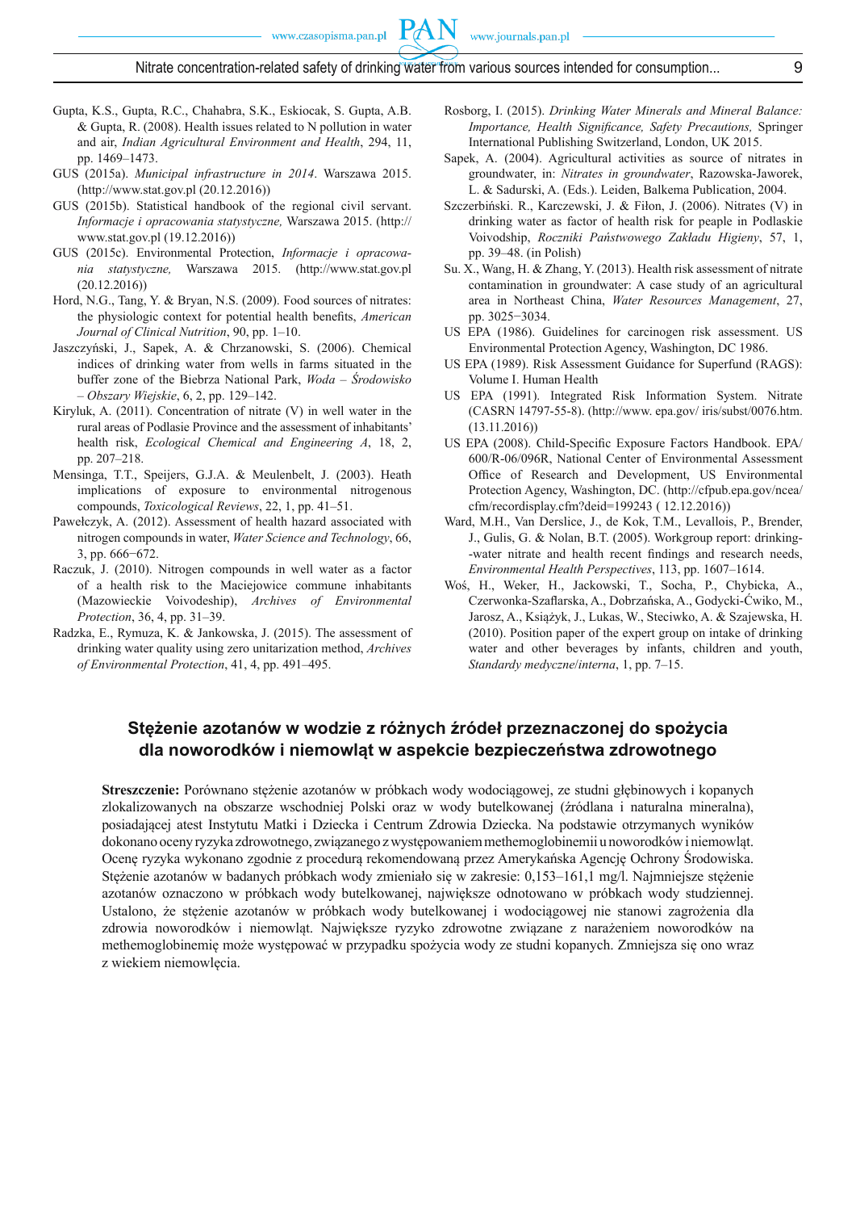Gupta, K.S., Gupta, R.C., Chahabra, S.K., Eskiocak, S. Gupta, A.B. & Gupta, R. (2008). Health issues related to N pollution in water and air, *Indian Agricultural Environment and Health*, 294, 11, pp. 1469–1473.

GUS (2015a). *Municipal infrastructure in 2014*. Warszawa 2015. (http://www.stat.gov.pl (20.12.2016))

GUS (2015b). Statistical handbook of the regional civil servant. *Informacje i opracowania statystyczne,* Warszawa 2015. (http://www.stat.gov.pl (19.12.2016))

GUS (2015c). Environmental Protection, *Informacje i opracowania statystyczne,* Warszawa 2015. (http://www.stat.gov.pl (20.12.2016))

Hord, N.G., Tang, Y. & Bryan, N.S. (2009). Food sources of nitrates: the physiologic context for potential health benefits, *American Journal of Clinical Nutrition*, 90, pp. 1–10.

Jaszczyński, J., Sapek, A. & Chrzanowski, S. (2006). Chemical indices of drinking water from wells in farms situated in the buffer zone of the Biebrza National Park, *Woda – Środowisko – Obszary Wiejskie*, 6, 2, pp. 129–142.

Kiryluk, A. (2011). Concentration of nitrate (V) in well water in the rural areas of Podlasie Province and the assessment of inhabitants' health risk, *Ecological Chemical and Engineering A*, 18, 2, pp. 207–218.

Mensinga, T.T., Speijers, G.J.A. & Meulenbelt, J. (2003). Heath implications of exposure to environmental nitrogenous compounds, *Toxicological Reviews*, 22, 1, pp. 41–51.

Pawełczyk, A. (2012). Assessment of health hazard associated with nitrogen compounds in water, *Water Science and Technology*, 66, 3, pp. 666−672.

Raczuk, J. (2010). Nitrogen compounds in well water as a factor of a health risk to the Maciejowice commune inhabitants (Mazowieckie Voivodeship), *Archives of Environmental Protection*, 36, 4, pp. 31–39.

Radzka, E., Rymuza, K. & Jankowska, J. (2015). The assessment of drinking water quality using zero unitarization method, *Archives of Environmental Protection*, 41, 4, pp. 491–495.

Rosborg, I. (2015). *Drinking Water Minerals and Mineral Balance: Importance, Health Significance, Safety Precautions,* Springer International Publishing Switzerland, London, UK 2015.

Sapek, A. (2004). Agricultural activities as source of nitrates in groundwater, in: *Nitrates in groundwater*, Razowska-Jaworek, L. & Sadurski, A. (Eds.). Leiden, Balkema Publication, 2004.

Szczerbiński. R., Karczewski, J. & Filon, J. (2006). Nitrates (V) in drinking water as factor of health risk for peaple in Podlaskie Voivodship, *Roczniki Państwowego Zakładu Higieny*, 57, 1, pp. 39–48. (in Polish)

Su. X., Wang, H. & Zhang, Y. (2013). Health risk assessment of nitrate contamination in groundwater: A case study of an agricultural area in Northeast China, *Water Resources Management*, 27, pp. 3025−3034.

US EPA (1986). Guidelines for carcinogen risk assessment. US Environmental Protection Agency, Washington, DC 1986.

US EPA (1989). Risk Assessment Guidance for Superfund (RAGS): Volume I. Human Health

US EPA (1991). Integrated Risk Information System. Nitrate (CASRN 14797-55-8). (http://www. epa.gov/ iris/subst/0076.htm. (13.11.2016))

US EPA (2008). Child-Specific Exposure Factors Handbook. EPA/600/R-06/096R, National Center of Environmental Assessment Office of Research and Development, US Environmental Protection Agency, Washington, DC. (http://cfpub.epa.gov/ncea/cfm/recordisplay.cfm?deid=199243 ( 12.12.2016))

Ward, M.H., Van Derslice, J., de Kok, T.M., Levallois, P., Brender, J., Gulis, G. & Nolan, B.T. (2005). Workgroup report: drinking-water nitrate and health recent findings and research needs, *Environmental Health Perspectives*, 113, pp. 1607–1614.

Woś, H., Weker, H., Jackowski, T., Socha, P., Chybicka, A., Czerwonka-Szaflarska, A., Dobrzańska, A., Godycki-Ćwiko, M., Jarosz, A., Książyk, J., Lukas, W., Steciwko, A. & Szajewska, H. (2010). Position paper of the expert group on intake of drinking water and other beverages by infants, children and youth, *Standardy medyczne*/*interna*, 1, pp. 7–15.

## Stężenie azotanów w wodzie z różnych źródeł przeznaczonej do spożycia dla noworodków i niemowląt w aspekcie bezpieczeństwa zdrowotnego

**Streszczenie:** Porównano stężenie azotanów w próbkach wody wodociągowej, ze studni głębinowych i kopanych zlokalizowanych na obszarze wschodniej Polski oraz w wody butelkowanej (źródlana i naturalna mineralna), posiadającej atest Instytutu Matki i Dziecka i Centrum Zdrowia Dziecka. Na podstawie otrzymanych wyników dokonano oceny ryzyka zdrowotnego, związanego z występowaniem methemoglobinemii u noworodków i niemowląt. Ocenę ryzyka wykonano zgodnie z procedurą rekomendowaną przez Amerykańska Agencję Ochrony Środowiska. Stężenie azotanów w badanych próbkach wody zmieniało się w zakresie: 0,153–161,1 mg/l. Najmniejsze stężenie azotanów oznaczono w próbkach wody butelkowanej, największe odnotowano w próbkach wody studziennej. Ustalono, że stężenie azotanów w próbkach wody butelkowanej i wodociągowej nie stanowi zagrożenia dla zdrowia noworodków i niemowląt. Największe ryzyko zdrowotne związane z narażeniem noworodków na methemoglobinemię może występować w przypadku spożycia wody ze studni kopanych. Zmniejsza się ono wraz z wiekiem niemowlęcia.